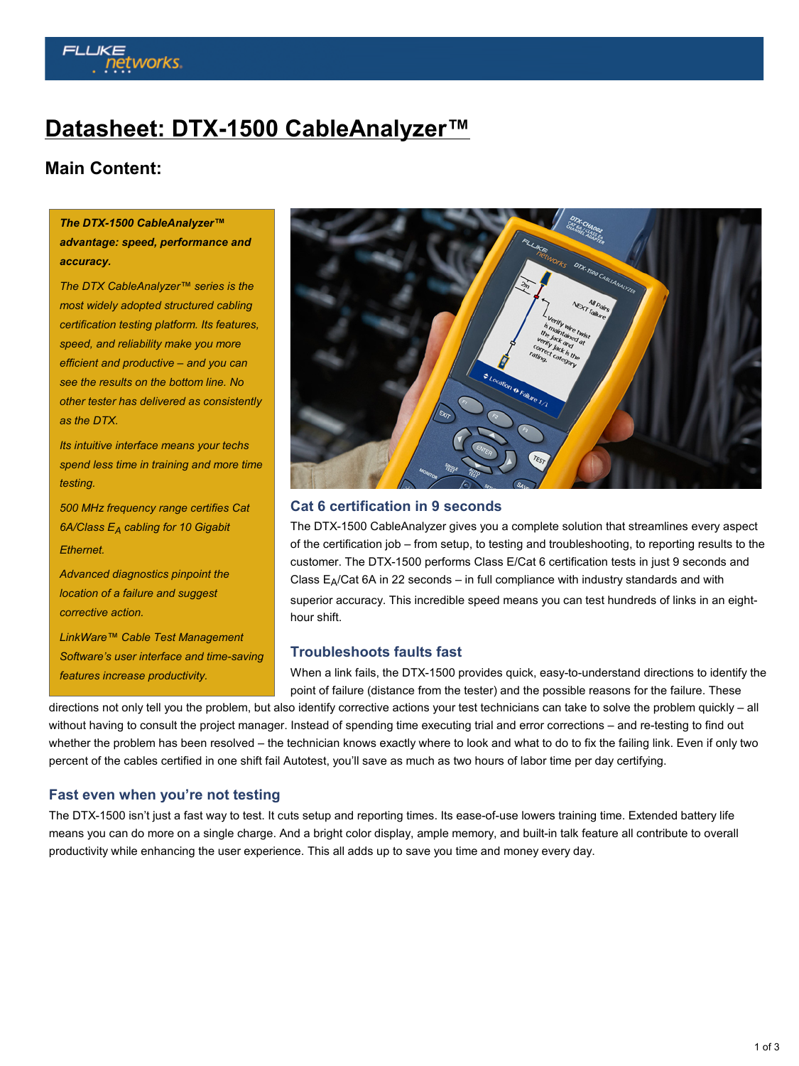# Datasheet: DTX-1500 CableAnalyzer™

## Main Content:

***The DTX-1500 CableAnalyzer™ advantage: speed, performance and accuracy.***

*The DTX CableAnalyzer™ series is the most widely adopted structured cabling certification testing platform. Its features, speed, and reliability make you more efficient and productive – and you can see the results on the bottom line. No other tester has delivered as consistently as the DTX.*

*Its intuitive interface means your techs spend less time in training and more time testing.*

*500 MHz frequency range certifies Cat 6A/Class $E_A$ cabling for 10 Gigabit Ethernet.*

*Advanced diagnostics pinpoint the location of a failure and suggest corrective action.*

*LinkWare™ Cable Test Management Software's user interface and time-saving features increase productivity.*

### Cat 6 certification in 9 seconds

The DTX-1500 CableAnalyzer gives you a complete solution that streamlines every aspect of the certification job – from setup, to testing and troubleshooting, to reporting results to the customer. The DTX-1500 performs Class E/Cat 6 certification tests in just 9 seconds and Class $E_A$/Cat 6A in 22 seconds – in full compliance with industry standards and with superior accuracy. This incredible speed means you can test hundreds of links in an eight-hour shift.

### Troubleshoots faults fast

When a link fails, the DTX-1500 provides quick, easy-to-understand directions to identify the point of failure (distance from the tester) and the possible reasons for the failure. These directions not only tell you the problem, but also identify corrective actions your test technicians can take to solve the problem quickly – all without having to consult the project manager. Instead of spending time executing trial and error corrections – and re-testing to find out whether the problem has been resolved – the technician knows exactly where to look and what to do to fix the failing link. Even if only two percent of the cables certified in one shift fail Autotest, you'll save as much as two hours of labor time per day certifying.

### Fast even when you're not testing

The DTX-1500 isn't just a fast way to test. It cuts setup and reporting times. Its ease-of-use lowers training time. Extended battery life means you can do more on a single charge. And a bright color display, ample memory, and built-in talk feature all contribute to overall productivity while enhancing the user experience. This all adds up to save you time and money every day.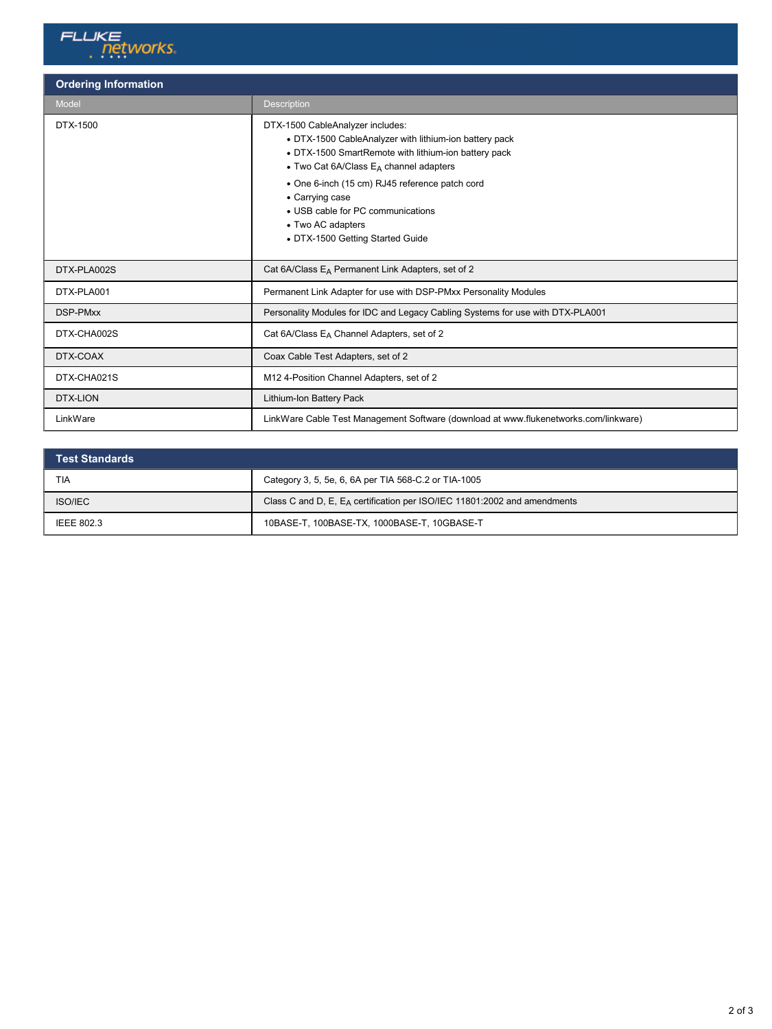## Ordering Information

| Model | Description |
| --- | --- |
| DTX-1500 | DTX-1500 CableAnalyzer includes:<br>• DTX-1500 CableAnalyzer with lithium-ion battery pack<br>• DTX-1500 SmartRemote with lithium-ion battery pack<br>• Two Cat 6A/Class $E_A$ channel adapters<br>• One 6-inch (15 cm) RJ45 reference patch cord<br>• Carrying case<br>• USB cable for PC communications<br>• Two AC adapters<br>• DTX-1500 Getting Started Guide |
| DTX-PLA002S | Cat 6A/Class $E_A$ Permanent Link Adapters, set of 2 |
| DTX-PLA001 | Permanent Link Adapter for use with DSP-PMxx Personality Modules |
| DSP-PMxx | Personality Modules for IDC and Legacy Cabling Systems for use with DTX-PLA001 |
| DTX-CHA002S | Cat 6A/Class $E_A$ Channel Adapters, set of 2 |
| DTX-COAX | Coax Cable Test Adapters, set of 2 |
| DTX-CHA021S | M12 4-Position Channel Adapters, set of 2 |
| DTX-LION | Lithium-Ion Battery Pack |
| LinkWare | LinkWare Cable Test Management Software (download at www.flukenetworks.com/linkware) |

## Test Standards

| | |
| --- | --- |
| TIA | Category 3, 5, 5e, 6, 6A per TIA 568-C.2 or TIA-1005 |
| ISO/IEC | Class C and D, E, $E_A$ certification per ISO/IEC 11801:2002 and amendments |
| IEEE 802.3 | 10BASE-T, 100BASE-TX, 1000BASE-T, 10GBASE-T |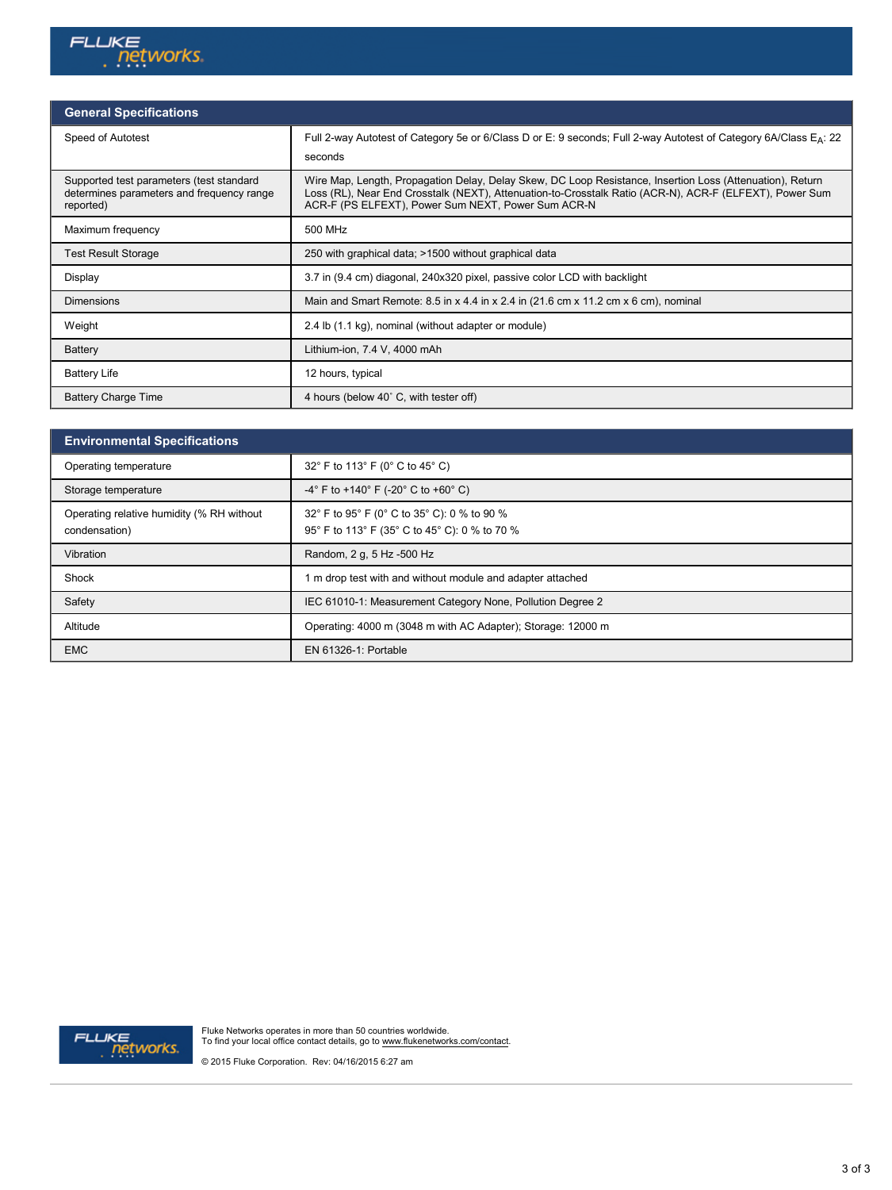| General Specifications | |
| --- | --- |
| Speed of Autotest | Full 2-way Autotest of Category 5e or 6/Class D or E: 9 seconds; Full 2-way Autotest of Category 6A/Class $E_A$: 22 seconds |
| Supported test parameters (test standard determines parameters and frequency range reported) | Wire Map, Length, Propagation Delay, Delay Skew, DC Loop Resistance, Insertion Loss (Attenuation), Return Loss (RL), Near End Crosstalk (NEXT), Attenuation-to-Crosstalk Ratio (ACR-N), ACR-F (ELFEXT), Power Sum ACR-F (PS ELFEXT), Power Sum NEXT, Power Sum ACR-N |
| Maximum frequency | 500 MHz |
| Test Result Storage | 250 with graphical data; >1500 without graphical data |
| Display | 3.7 in (9.4 cm) diagonal, 240x320 pixel, passive color LCD with backlight |
| Dimensions | Main and Smart Remote: 8.5 in x 4.4 in x 2.4 in (21.6 cm x 11.2 cm x 6 cm), nominal |
| Weight | 2.4 lb (1.1 kg), nominal (without adapter or module) |
| Battery | Lithium-ion, 7.4 V, 4000 mAh |
| Battery Life | 12 hours, typical |
| Battery Charge Time | 4 hours (below 40˚ C, with tester off) |

| Environmental Specifications | |
| --- | --- |
| Operating temperature | 32° F to 113° F (0° C to 45° C) |
| Storage temperature | -4° F to +140° F (-20° C to +60° C) |
| Operating relative humidity (% RH without condensation) | 32° F to 95° F (0° C to 35° C): 0 % to 90 %<br>95° F to 113° F (35° C to 45° C): 0 % to 70 % |
| Vibration | Random, 2 g, 5 Hz -500 Hz |
| Shock | 1 m drop test with and without module and adapter attached |
| Safety | IEC 61010-1: Measurement Category None, Pollution Degree 2 |
| Altitude | Operating: 4000 m (3048 m with AC Adapter); Storage: 12000 m |
| EMC | EN 61326-1: Portable |

Fluke Networks operates in more than 50 countries worldwide.
To find your local office contact details, go to www.flukenetworks.com/contact.

© 2015 Fluke Corporation. Rev: 04/16/2015 6:27 am